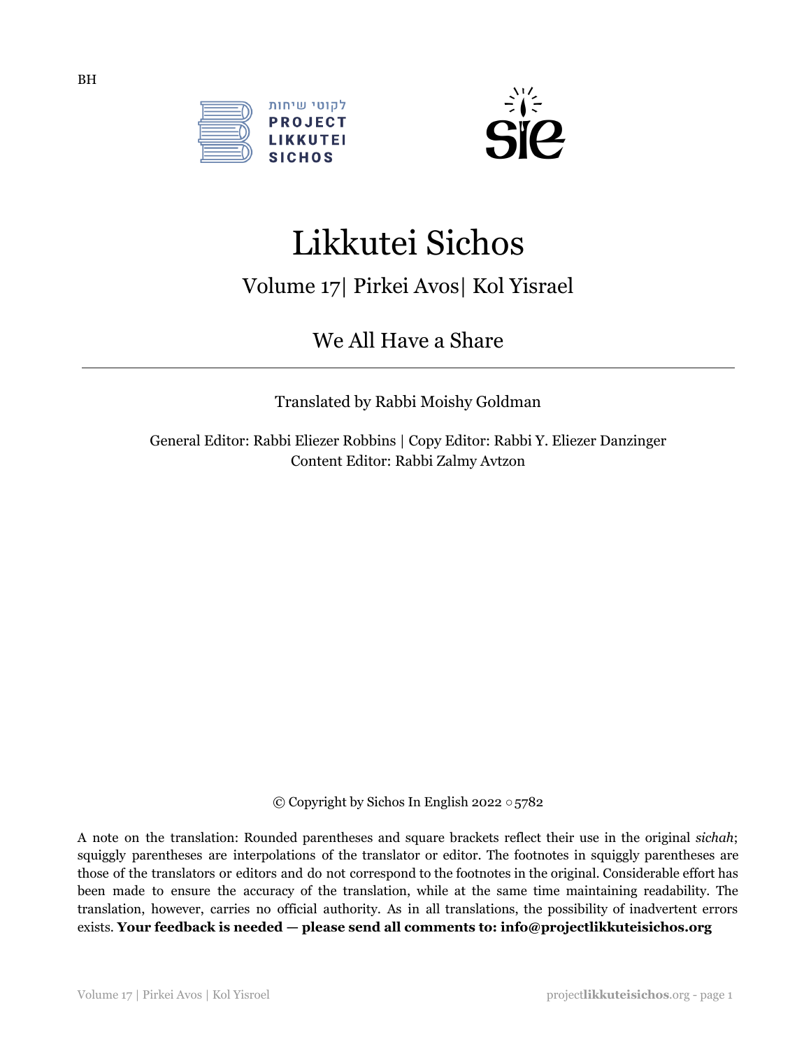BH

לקוטי שיחות
PROJECT
LIKKUTEI
SICHOS

# Likkutei Sichos

## Volume 17| Pirkei Avos| Kol Yisrael

### We All Have a Share

---

Translated by Rabbi Moishy Goldman

General Editor: Rabbi Eliezer Robbins | Copy Editor: Rabbi Y. Eliezer Danzinger
Content Editor: Rabbi Zalmy Avtzon

© Copyright by Sichos In English 2022 ○ 5782

A note on the translation: Rounded parentheses and square brackets reflect their use in the original *sichah*; squiggly parentheses are interpolations of the translator or editor. The footnotes in squiggly parentheses are those of the translators or editors and do not correspond to the footnotes in the original. Considerable effort has been made to ensure the accuracy of the translation, while at the same time maintaining readability. The translation, however, carries no official authority. As in all translations, the possibility of inadvertent errors exists. **Your feedback is needed — please send all comments to: info@projectlikkuteisichos.org**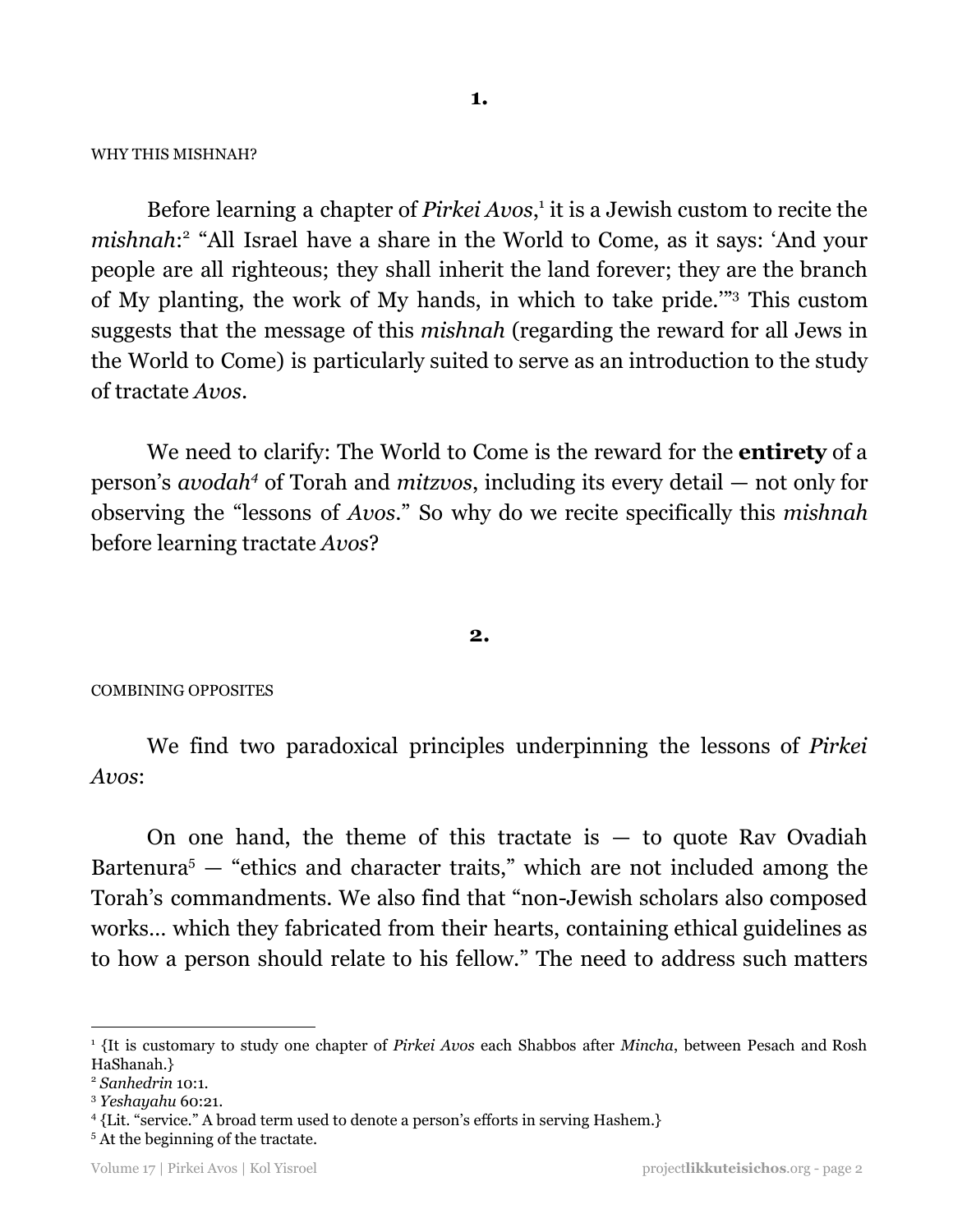**1.**

WHY THIS MISHNAH?

Before learning a chapter of *Pirkei Avos*,[1] it is a Jewish custom to recite the *mishnah*:[2] "All Israel have a share in the World to Come, as it says: 'And your people are all righteous; they shall inherit the land forever; they are the branch of My planting, the work of My hands, in which to take pride.'"[3] This custom suggests that the message of this *mishnah* (regarding the reward for all Jews in the World to Come) is particularly suited to serve as an introduction to the study of tractate *Avos*.

We need to clarify: The World to Come is the reward for the **entirety** of a person's *avodah*[4] of Torah and *mitzvos*, including its every detail — not only for observing the "lessons of *Avos*." So why do we recite specifically this *mishnah* before learning tractate *Avos*?

**2.**

COMBINING OPPOSITES

We find two paradoxical principles underpinning the lessons of *Pirkei Avos*:

On one hand, the theme of this tractate is — to quote Rav Ovadiah Bartenura[5] — "ethics and character traits," which are not included among the Torah's commandments. We also find that "non-Jewish scholars also composed works... which they fabricated from their hearts, containing ethical guidelines as to how a person should relate to his fellow." The need to address such matters

---

[1] {It is customary to study one chapter of *Pirkei Avos* each Shabbos after *Mincha*, between Pesach and Rosh HaShanah.}

[2] *Sanhedrin* 10:1.

[3] *Yeshayahu* 60:21.

[4] {Lit. "service." A broad term used to denote a person's efforts in serving Hashem.}

[5] At the beginning of the tractate.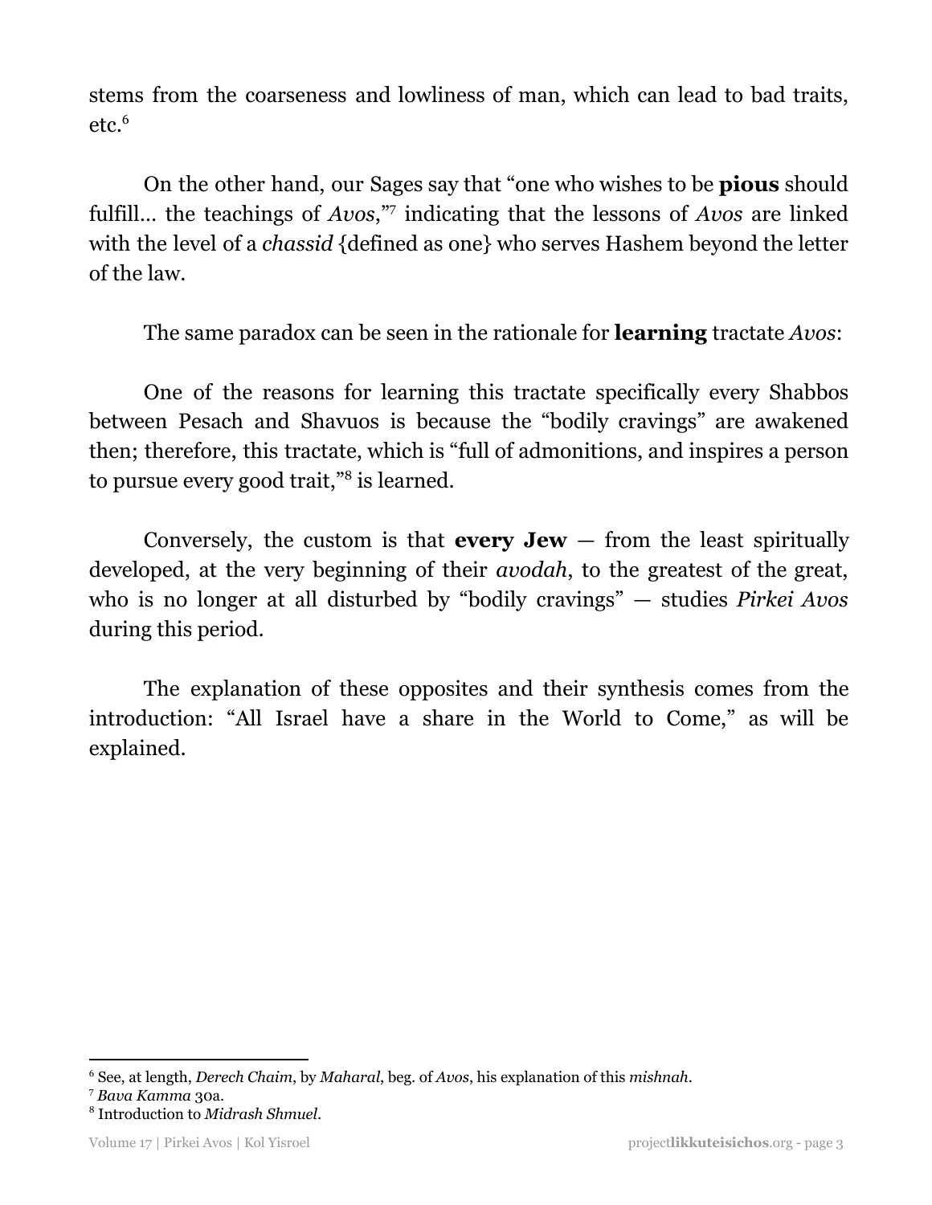stems from the coarseness and lowliness of man, which can lead to bad traits, etc.[6]

On the other hand, our Sages say that "one who wishes to be **pious** should fulfill… the teachings of *Avos*,"[7] indicating that the lessons of *Avos* are linked with the level of a *chassid* {defined as one} who serves Hashem beyond the letter of the law.

The same paradox can be seen in the rationale for **learning** tractate *Avos*:

One of the reasons for learning this tractate specifically every Shabbos between Pesach and Shavuos is because the "bodily cravings" are awakened then; therefore, this tractate, which is "full of admonitions, and inspires a person to pursue every good trait,"[8] is learned.

Conversely, the custom is that **every Jew** — from the least spiritually developed, at the very beginning of their *avodah*, to the greatest of the great, who is no longer at all disturbed by "bodily cravings" — studies *Pirkei Avos* during this period.

The explanation of these opposites and their synthesis comes from the introduction: "All Israel have a share in the World to Come," as will be explained.

---

[6] See, at length, *Derech Chaim*, by *Maharal*, beg. of *Avos*, his explanation of this *mishnah*.

[7] *Bava Kamma* 30a.

[8] Introduction to *Midrash Shmuel*.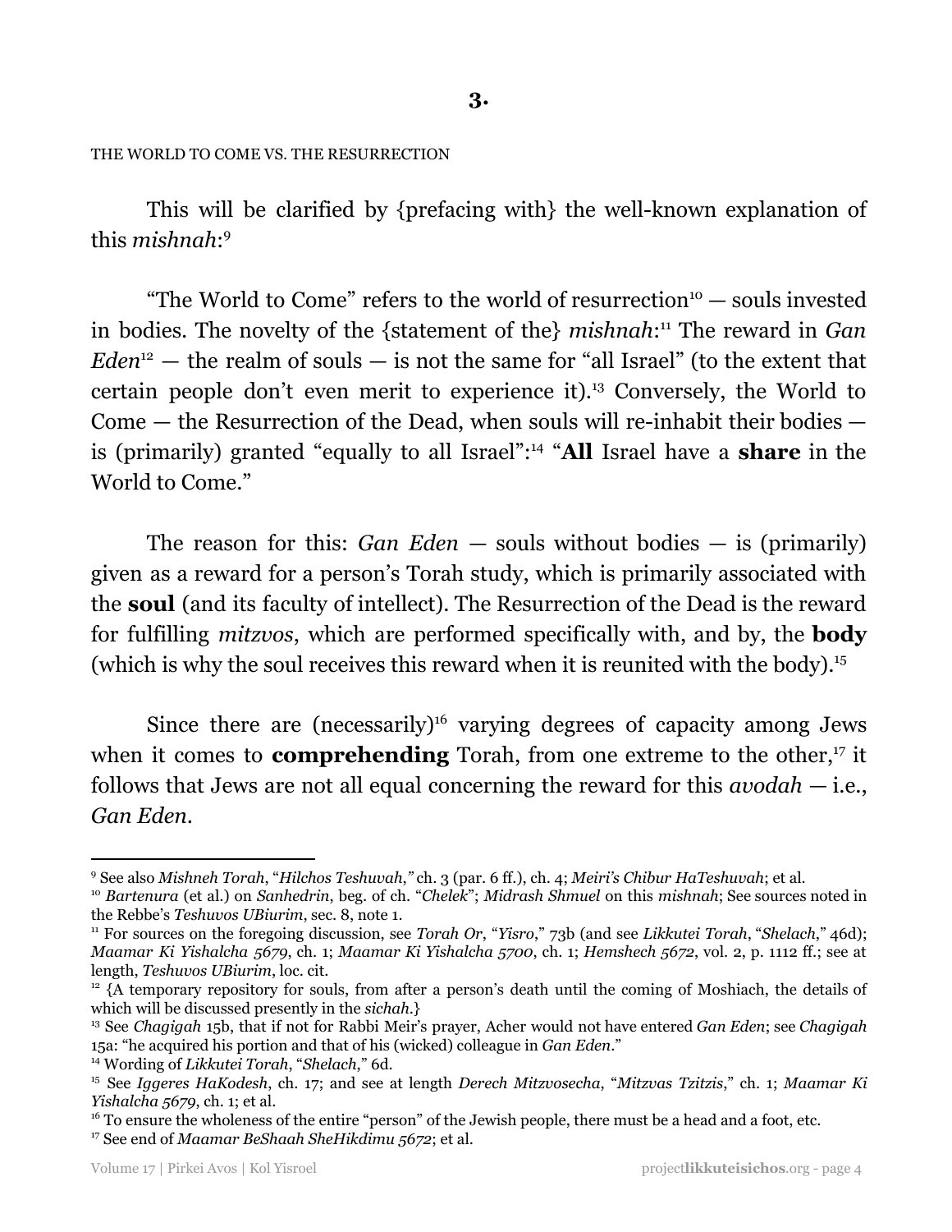## 3.

THE WORLD TO COME VS. THE RESURRECTION

This will be clarified by {prefacing with} the well-known explanation of this *mishnah*:[9]

"The World to Come" refers to the world of resurrection[10] — souls invested in bodies. The novelty of the {statement of the} *mishnah*:[11] The reward in *Gan Eden*[12] — the realm of souls — is not the same for "all Israel" (to the extent that certain people don't even merit to experience it).[13] Conversely, the World to Come — the Resurrection of the Dead, when souls will re-inhabit their bodies — is (primarily) granted "equally to all Israel":[14] "**All** Israel have a **share** in the World to Come."

The reason for this: *Gan Eden* — souls without bodies — is (primarily) given as a reward for a person's Torah study, which is primarily associated with the **soul** (and its faculty of intellect). The Resurrection of the Dead is the reward for fulfilling *mitzvos*, which are performed specifically with, and by, the **body** (which is why the soul receives this reward when it is reunited with the body).[15]

Since there are (necessarily)[16] varying degrees of capacity among Jews when it comes to **comprehending** Torah, from one extreme to the other,[17] it follows that Jews are not all equal concerning the reward for this *avodah* — i.e., *Gan Eden*.

---

[9] See also *Mishneh Torah*, "*Hilchos Teshuvah*," ch. 3 (par. 6 ff.), ch. 4; *Meiri's Chibur HaTeshuvah*; et al.

[10] *Bartenura* (et al.) on *Sanhedrin*, beg. of ch. "*Chelek*"; *Midrash Shmuel* on this *mishnah*; See sources noted in the Rebbe's *Teshuvos UBiurim*, sec. 8, note 1.

[11] For sources on the foregoing discussion, see *Torah Or*, "*Yisro*," 73b (and see *Likkutei Torah*, "*Shelach*," 46d); *Maamar Ki Yishalcha 5679*, ch. 1; *Maamar Ki Yishalcha 5700*, ch. 1; *Hemshech 5672*, vol. 2, p. 1112 ff.; see at length, *Teshuvos UBiurim*, loc. cit.

[12] {A temporary repository for souls, from after a person's death until the coming of Moshiach, the details of which will be discussed presently in the *sichah*.}

[13] See *Chagigah* 15b, that if not for Rabbi Meir's prayer, Acher would not have entered *Gan Eden*; see *Chagigah* 15a: "he acquired his portion and that of his (wicked) colleague in *Gan Eden*."

[14] Wording of *Likkutei Torah*, "*Shelach*," 6d.

[15] See *Iggeres HaKodesh*, ch. 17; and see at length *Derech Mitzvosecha*, "*Mitzvas Tzitzis*," ch. 1; *Maamar Ki Yishalcha 5679*, ch. 1; et al.

[16] To ensure the wholeness of the entire "person" of the Jewish people, there must be a head and a foot, etc.

[17] See end of *Maamar BeShaah SheHikdimu 5672*; et al.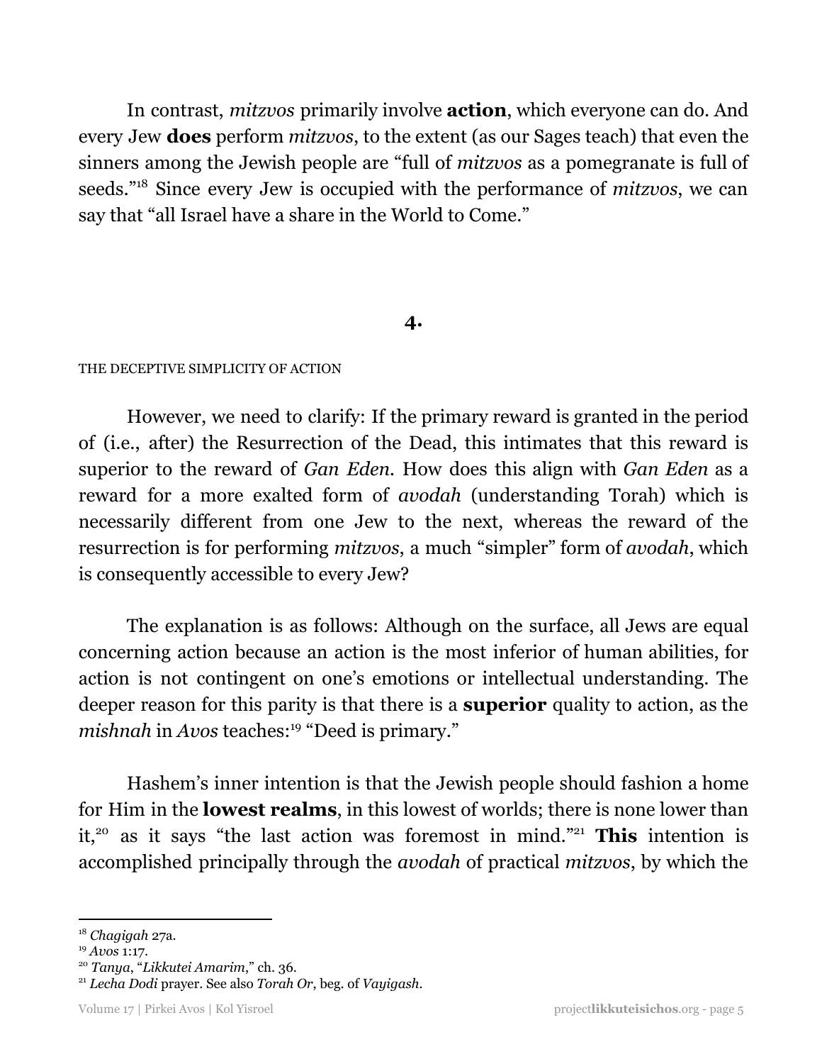In contrast, *mitzvos* primarily involve **action**, which everyone can do. And every Jew **does** perform *mitzvos*, to the extent (as our Sages teach) that even the sinners among the Jewish people are "full of *mitzvos* as a pomegranate is full of seeds."[18] Since every Jew is occupied with the performance of *mitzvos*, we can say that "all Israel have a share in the World to Come."

## 4.

THE DECEPTIVE SIMPLICITY OF ACTION

However, we need to clarify: If the primary reward is granted in the period of (i.e., after) the Resurrection of the Dead, this intimates that this reward is superior to the reward of *Gan Eden*. How does this align with *Gan Eden* as a reward for a more exalted form of *avodah* (understanding Torah) which is necessarily different from one Jew to the next, whereas the reward of the resurrection is for performing *mitzvos*, a much "simpler" form of *avodah*, which is consequently accessible to every Jew?

The explanation is as follows: Although on the surface, all Jews are equal concerning action because an action is the most inferior of human abilities, for action is not contingent on one's emotions or intellectual understanding. The deeper reason for this parity is that there is a **superior** quality to action, as the *mishnah* in *Avos* teaches:[19] "Deed is primary."

Hashem's inner intention is that the Jewish people should fashion a home for Him in the **lowest realms**, in this lowest of worlds; there is none lower than it,[20] as it says "the last action was foremost in mind."[21] **This** intention is accomplished principally through the *avodah* of practical *mitzvos*, by which the

---

[18] *Chagigah* 27a.
[19] *Avos* 1:17.
[20] *Tanya*, "*Likkutei Amarim*," ch. 36.
[21] *Lecha Dodi* prayer. See also *Torah Or*, beg. of *Vayigash*.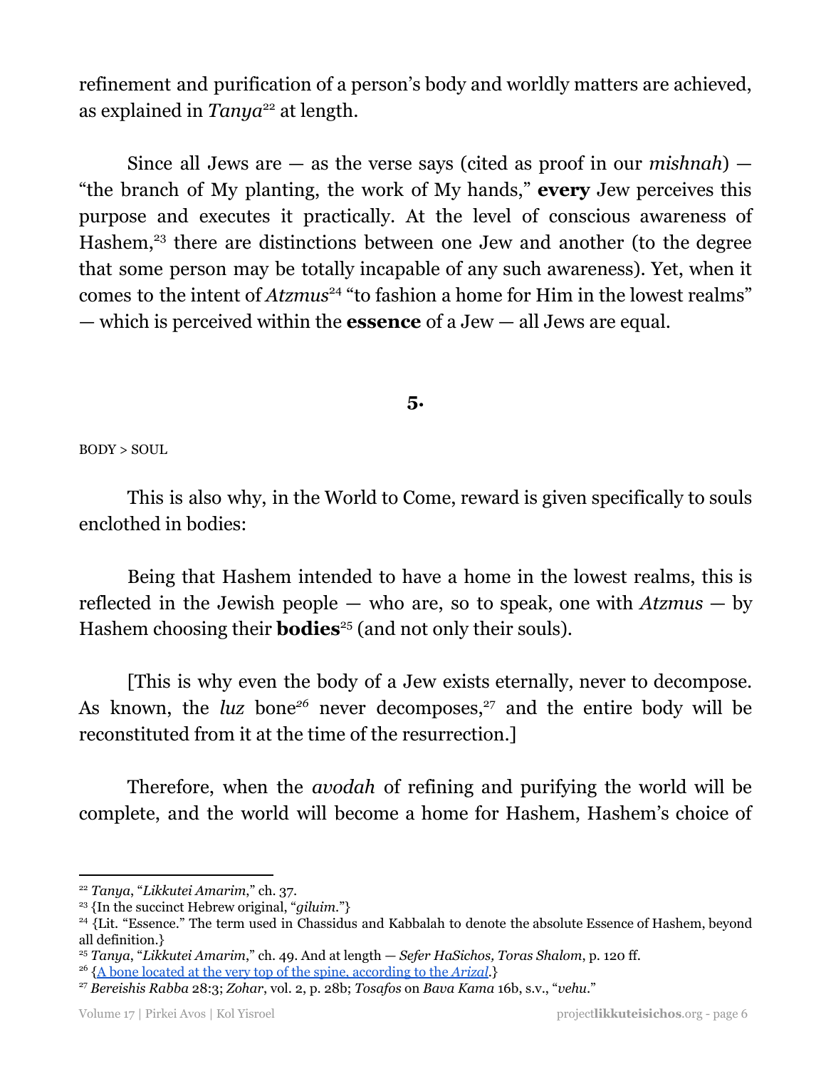refinement and purification of a person's body and worldly matters are achieved, as explained in *Tanya*[22] at length.

Since all Jews are — as the verse says (cited as proof in our *mishnah*) — "the branch of My planting, the work of My hands," **every** Jew perceives this purpose and executes it practically. At the level of conscious awareness of Hashem,[23] there are distinctions between one Jew and another (to the degree that some person may be totally incapable of any such awareness). Yet, when it comes to the intent of *Atzmus*[24] "to fashion a home for Him in the lowest realms" — which is perceived within the **essence** of a Jew — all Jews are equal.

**5.**

BODY > SOUL

This is also why, in the World to Come, reward is given specifically to souls enclothed in bodies:

Being that Hashem intended to have a home in the lowest realms, this is reflected in the Jewish people — who are, so to speak, one with *Atzmus* — by Hashem choosing their **bodies**[25] (and not only their souls).

[This is why even the body of a Jew exists eternally, never to decompose. As known, the *luz* bone[26] never decomposes,[27] and the entire body will be reconstituted from it at the time of the resurrection.]

Therefore, when the *avodah* of refining and purifying the world will be complete, and the world will become a home for Hashem, Hashem's choice of

---

[22] *Tanya*, "*Likkutei Amarim*," ch. 37.

[23] {In the succinct Hebrew original, "*giluim*."}

[24] {Lit. "Essence." The term used in Chassidus and Kabbalah to denote the absolute Essence of Hashem, beyond all definition.}

[25] *Tanya*, "*Likkutei Amarim*," ch. 49. And at length — *Sefer HaSichos, Toras Shalom*, p. 120 ff.

[26] {A bone located at the very top of the spine, according to the *Arizal*.}

[27] *Bereishis Rabba* 28:3; *Zohar*, vol. 2, p. 28b; *Tosafos* on *Bava Kama* 16b, s.v., "*vehu*."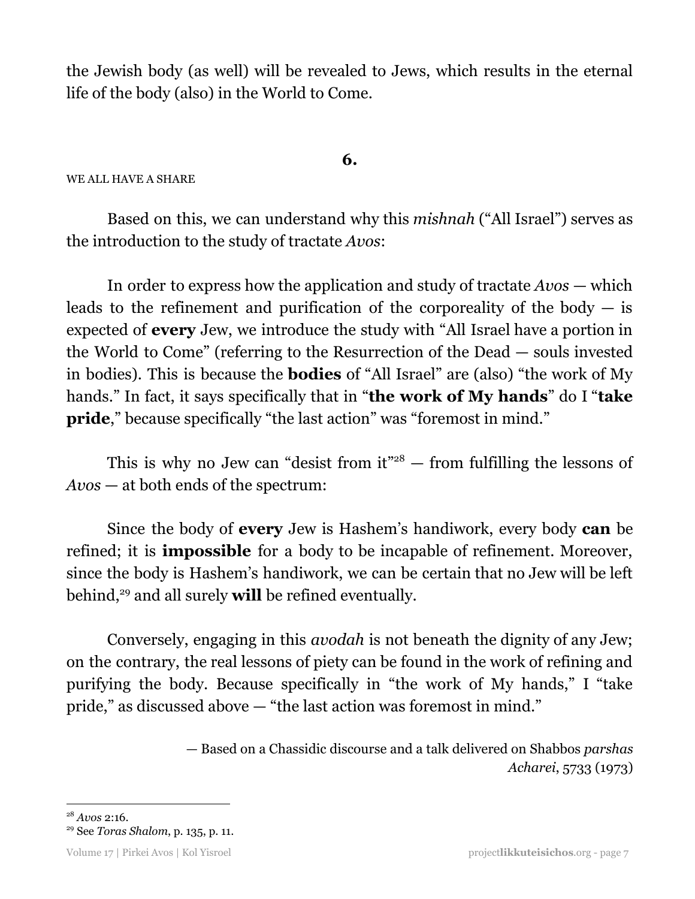the Jewish body (as well) will be revealed to Jews, which results in the eternal life of the body (also) in the World to Come.

## 6.

WE ALL HAVE A SHARE

Based on this, we can understand why this *mishnah* ("All Israel") serves as the introduction to the study of tractate *Avos*:

In order to express how the application and study of tractate *Avos* — which leads to the refinement and purification of the corporeality of the body — is expected of **every** Jew, we introduce the study with "All Israel have a portion in the World to Come" (referring to the Resurrection of the Dead — souls invested in bodies). This is because the **bodies** of "All Israel" are (also) "the work of My hands." In fact, it says specifically that in "**the work of My hands**" do I "**take pride**," because specifically "the last action" was "foremost in mind."

This is why no Jew can "desist from it"[28] — from fulfilling the lessons of *Avos* — at both ends of the spectrum:

Since the body of **every** Jew is Hashem's handiwork, every body **can** be refined; it is **impossible** for a body to be incapable of refinement. Moreover, since the body is Hashem's handiwork, we can be certain that no Jew will be left behind,[29] and all surely **will** be refined eventually.

Conversely, engaging in this *avodah* is not beneath the dignity of any Jew; on the contrary, the real lessons of piety can be found in the work of refining and purifying the body. Because specifically in "the work of My hands," I "take pride," as discussed above — "the last action was foremost in mind."

— Based on a Chassidic discourse and a talk delivered on Shabbos *parshas Acharei*, 5733 (1973)

---

[28] *Avos* 2:16.

[29] See *Toras Shalom*, p. 135, p. 11.